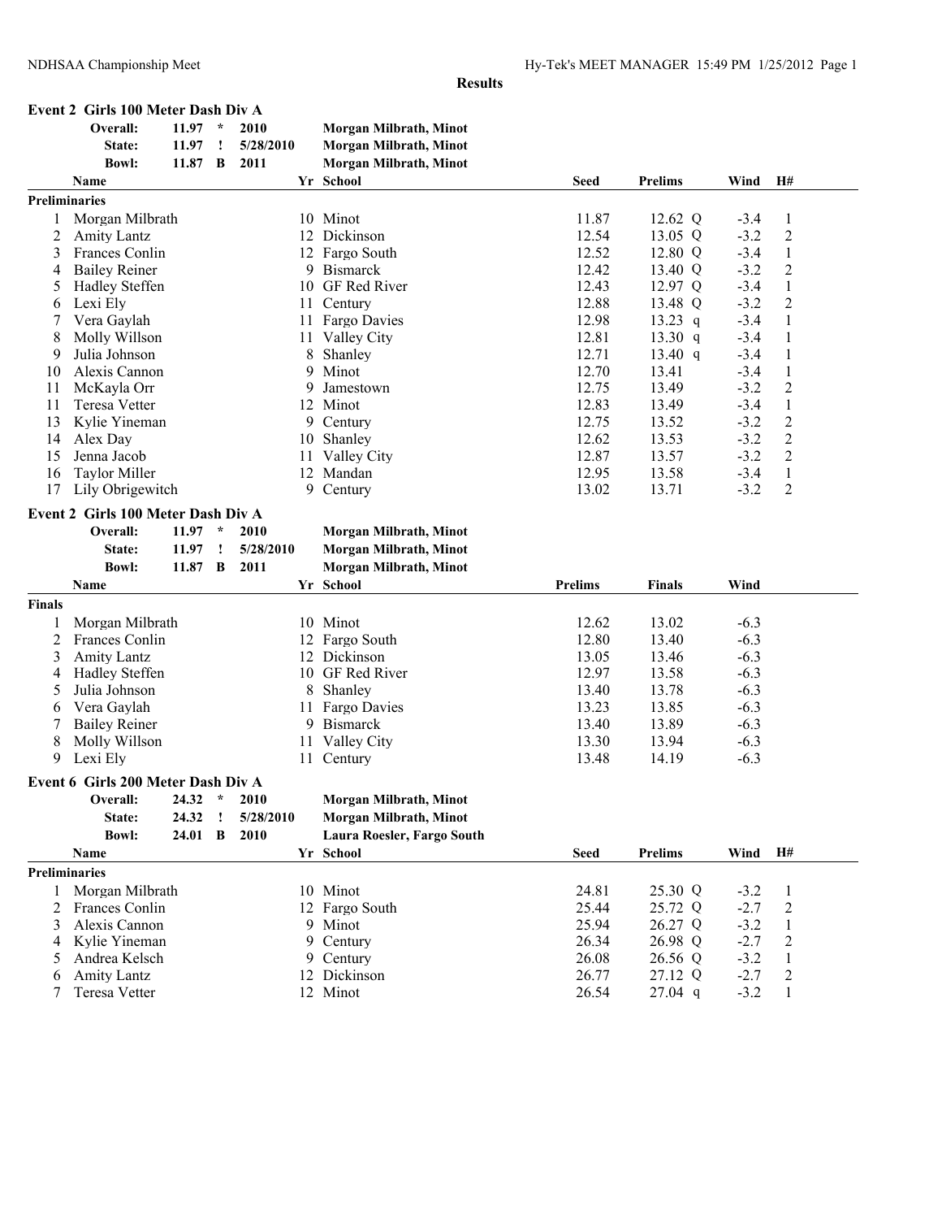## Results

### Event 2 Girls 100 Meter Dash Div A

| | | | | |
|---|---|---|---|---|
| Overall: | 11.97 | * | 2010 | Morgan Milbrath, Minot |
| State: | 11.97 | ! | 5/28/2010 | Morgan Milbrath, Minot |
| Bowl: | 11.87 | B | 2011 | Morgan Milbrath, Minot |

| | Name | Yr | School | Seed | Prelims | Wind | H# |
|---|---|---|---|---|---|---|---|
| **Preliminaries** | | | | | | | |
| 1 | Morgan Milbrath | 10 | Minot | 11.87 | 12.62 Q | -3.4 | 1 |
| 2 | Amity Lantz | 12 | Dickinson | 12.54 | 13.05 Q | -3.2 | 2 |
| 3 | Frances Conlin | 12 | Fargo South | 12.52 | 12.80 Q | -3.4 | 1 |
| 4 | Bailey Reiner | 9 | Bismarck | 12.42 | 13.40 Q | -3.2 | 2 |
| 5 | Hadley Steffen | 10 | GF Red River | 12.43 | 12.97 Q | -3.4 | 1 |
| 6 | Lexi Ely | 11 | Century | 12.88 | 13.48 Q | -3.2 | 2 |
| 7 | Vera Gaylah | 11 | Fargo Davies | 12.98 | 13.23 q | -3.4 | 1 |
| 8 | Molly Willson | 11 | Valley City | 12.81 | 13.30 q | -3.4 | 1 |
| 9 | Julia Johnson | 8 | Shanley | 12.71 | 13.40 q | -3.4 | 1 |
| 10 | Alexis Cannon | 9 | Minot | 12.70 | 13.41 | -3.4 | 1 |
| 11 | McKayla Orr | 9 | Jamestown | 12.75 | 13.49 | -3.2 | 2 |
| 11 | Teresa Vetter | 12 | Minot | 12.83 | 13.49 | -3.4 | 1 |
| 13 | Kylie Yineman | 9 | Century | 12.75 | 13.52 | -3.2 | 2 |
| 14 | Alex Day | 10 | Shanley | 12.62 | 13.53 | -3.2 | 2 |
| 15 | Jenna Jacob | 11 | Valley City | 12.87 | 13.57 | -3.2 | 2 |
| 16 | Taylor Miller | 12 | Mandan | 12.95 | 13.58 | -3.4 | 1 |
| 17 | Lily Obrigewitch | 9 | Century | 13.02 | 13.71 | -3.2 | 2 |

### Event 2 Girls 100 Meter Dash Div A

| | | | | |
|---|---|---|---|---|
| Overall: | 11.97 | * | 2010 | Morgan Milbrath, Minot |
| State: | 11.97 | ! | 5/28/2010 | Morgan Milbrath, Minot |
| Bowl: | 11.87 | B | 2011 | Morgan Milbrath, Minot |

| | Name | Yr | School | Prelims | Finals | Wind |
|---|---|---|---|---|---|---|
| **Finals** | | | | | | |
| 1 | Morgan Milbrath | 10 | Minot | 12.62 | 13.02 | -6.3 |
| 2 | Frances Conlin | 12 | Fargo South | 12.80 | 13.40 | -6.3 |
| 3 | Amity Lantz | 12 | Dickinson | 13.05 | 13.46 | -6.3 |
| 4 | Hadley Steffen | 10 | GF Red River | 12.97 | 13.58 | -6.3 |
| 5 | Julia Johnson | 8 | Shanley | 13.40 | 13.78 | -6.3 |
| 6 | Vera Gaylah | 11 | Fargo Davies | 13.23 | 13.85 | -6.3 |
| 7 | Bailey Reiner | 9 | Bismarck | 13.40 | 13.89 | -6.3 |
| 8 | Molly Willson | 11 | Valley City | 13.30 | 13.94 | -6.3 |
| 9 | Lexi Ely | 11 | Century | 13.48 | 14.19 | -6.3 |

### Event 6 Girls 200 Meter Dash Div A

| | | | | |
|---|---|---|---|---|
| Overall: | 24.32 | * | 2010 | Morgan Milbrath, Minot |
| State: | 24.32 | ! | 5/28/2010 | Morgan Milbrath, Minot |
| Bowl: | 24.01 | B | 2010 | Laura Roesler, Fargo South |

| | Name | Yr | School | Seed | Prelims | Wind | H# |
|---|---|---|---|---|---|---|---|
| **Preliminaries** | | | | | | | |
| 1 | Morgan Milbrath | 10 | Minot | 24.81 | 25.30 Q | -3.2 | 1 |
| 2 | Frances Conlin | 12 | Fargo South | 25.44 | 25.72 Q | -2.7 | 2 |
| 3 | Alexis Cannon | 9 | Minot | 25.94 | 26.27 Q | -3.2 | 1 |
| 4 | Kylie Yineman | 9 | Century | 26.34 | 26.98 Q | -2.7 | 2 |
| 5 | Andrea Kelsch | 9 | Century | 26.08 | 26.56 Q | -3.2 | 1 |
| 6 | Amity Lantz | 12 | Dickinson | 26.77 | 27.12 Q | -2.7 | 2 |
| 7 | Teresa Vetter | 12 | Minot | 26.54 | 27.04 q | -3.2 | 1 |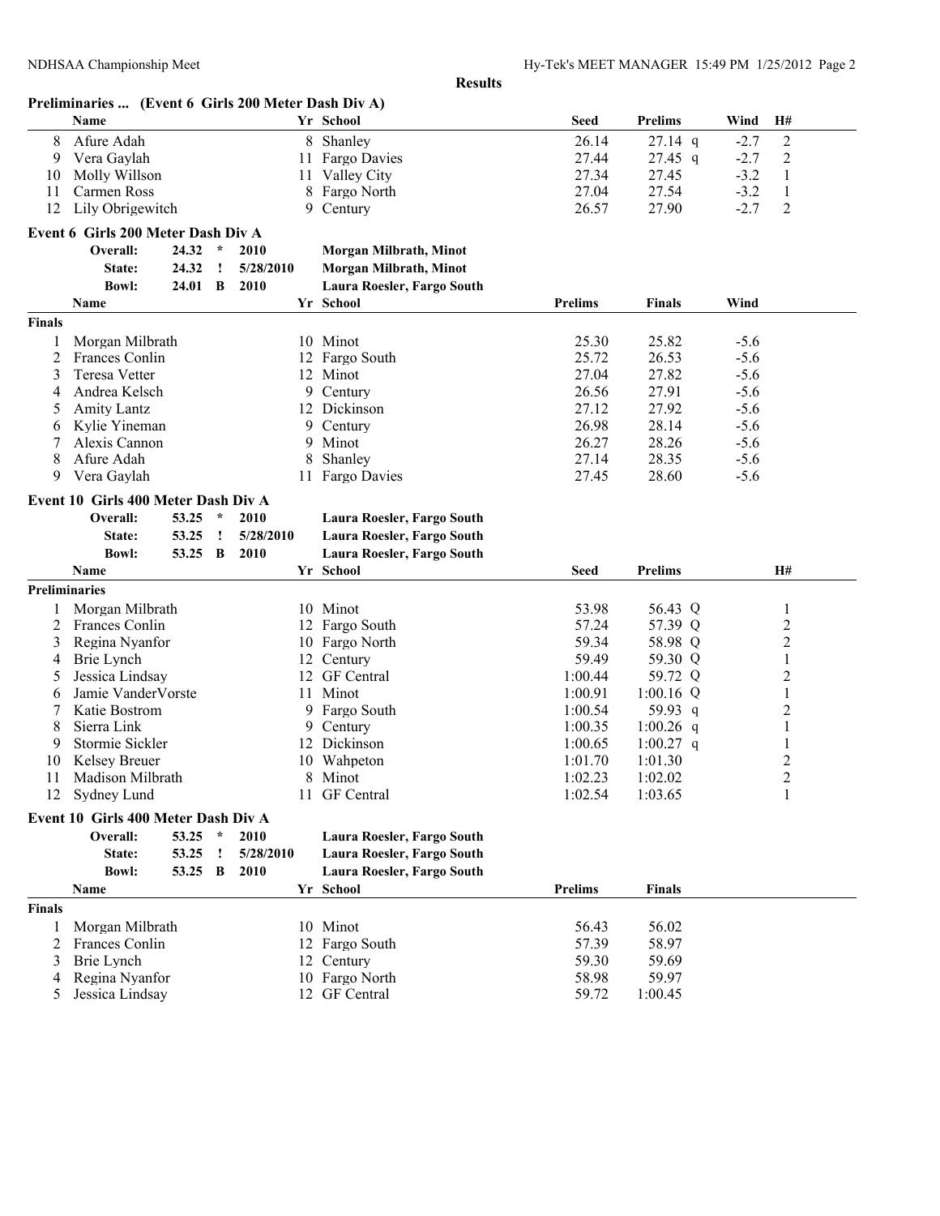**Results**

## Preliminaries ... (Event 6 Girls 200 Meter Dash Div A)

| | Name | Yr | School | Seed | Prelims | Wind | H# |
|---|---|---|---|---|---|---|---|
| 8 | Afure Adah | 8 | Shanley | 26.14 | 27.14 q | -2.7 | 2 |
| 9 | Vera Gaylah | 11 | Fargo Davies | 27.44 | 27.45 q | -2.7 | 2 |
| 10 | Molly Willson | 11 | Valley City | 27.34 | 27.45 | -3.2 | 1 |
| 11 | Carmen Ross | 8 | Fargo North | 27.04 | 27.54 | -3.2 | 1 |
| 12 | Lily Obrigewitch | 9 | Century | 26.57 | 27.90 | -2.7 | 2 |

## Event 6 Girls 200 Meter Dash Div A

| | | | | |
|---|---|---|---|---|
| Overall: | 24.32 | * | 2010 | Morgan Milbrath, Minot |
| State: | 24.32 | ! | 5/28/2010 | Morgan Milbrath, Minot |
| Bowl: | 24.01 | B | 2010 | Laura Roesler, Fargo South |

**Finals**

| | Name | Yr | School | Prelims | Finals | Wind |
|---|---|---|---|---|---|---|
| 1 | Morgan Milbrath | 10 | Minot | 25.30 | 25.82 | -5.6 |
| 2 | Frances Conlin | 12 | Fargo South | 25.72 | 26.53 | -5.6 |
| 3 | Teresa Vetter | 12 | Minot | 27.04 | 27.82 | -5.6 |
| 4 | Andrea Kelsch | 9 | Century | 26.56 | 27.91 | -5.6 |
| 5 | Amity Lantz | 12 | Dickinson | 27.12 | 27.92 | -5.6 |
| 6 | Kylie Yineman | 9 | Century | 26.98 | 28.14 | -5.6 |
| 7 | Alexis Cannon | 9 | Minot | 26.27 | 28.26 | -5.6 |
| 8 | Afure Adah | 8 | Shanley | 27.14 | 28.35 | -5.6 |
| 9 | Vera Gaylah | 11 | Fargo Davies | 27.45 | 28.60 | -5.6 |

## Event 10 Girls 400 Meter Dash Div A

| | | | | |
|---|---|---|---|---|
| Overall: | 53.25 | * | 2010 | Laura Roesler, Fargo South |
| State: | 53.25 | ! | 5/28/2010 | Laura Roesler, Fargo South |
| Bowl: | 53.25 | B | 2010 | Laura Roesler, Fargo South |

**Preliminaries**

| | Name | Yr | School | Seed | Prelims | H# |
|---|---|---|---|---|---|---|
| 1 | Morgan Milbrath | 10 | Minot | 53.98 | 56.43 Q | 1 |
| 2 | Frances Conlin | 12 | Fargo South | 57.24 | 57.39 Q | 2 |
| 3 | Regina Nyanfor | 10 | Fargo North | 59.34 | 58.98 Q | 2 |
| 4 | Brie Lynch | 12 | Century | 59.49 | 59.30 Q | 1 |
| 5 | Jessica Lindsay | 12 | GF Central | 1:00.44 | 59.72 Q | 2 |
| 6 | Jamie VanderVorste | 11 | Minot | 1:00.91 | 1:00.16 Q | 1 |
| 7 | Katie Bostrom | 9 | Fargo South | 1:00.54 | 59.93 q | 2 |
| 8 | Sierra Link | 9 | Century | 1:00.35 | 1:00.26 q | 1 |
| 9 | Stormie Sickler | 12 | Dickinson | 1:00.65 | 1:00.27 q | 1 |
| 10 | Kelsey Breuer | 10 | Wahpeton | 1:01.70 | 1:01.30 | 2 |
| 11 | Madison Milbrath | 8 | Minot | 1:02.23 | 1:02.02 | 2 |
| 12 | Sydney Lund | 11 | GF Central | 1:02.54 | 1:03.65 | 1 |

## Event 10 Girls 400 Meter Dash Div A

| | | | | |
|---|---|---|---|---|
| Overall: | 53.25 | * | 2010 | Laura Roesler, Fargo South |
| State: | 53.25 | ! | 5/28/2010 | Laura Roesler, Fargo South |
| Bowl: | 53.25 | B | 2010 | Laura Roesler, Fargo South |

**Finals**

| | Name | Yr | School | Prelims | Finals |
|---|---|---|---|---|---|
| 1 | Morgan Milbrath | 10 | Minot | 56.43 | 56.02 |
| 2 | Frances Conlin | 12 | Fargo South | 57.39 | 58.97 |
| 3 | Brie Lynch | 12 | Century | 59.30 | 59.69 |
| 4 | Regina Nyanfor | 10 | Fargo North | 58.98 | 59.97 |
| 5 | Jessica Lindsay | 12 | GF Central | 59.72 | 1:00.45 |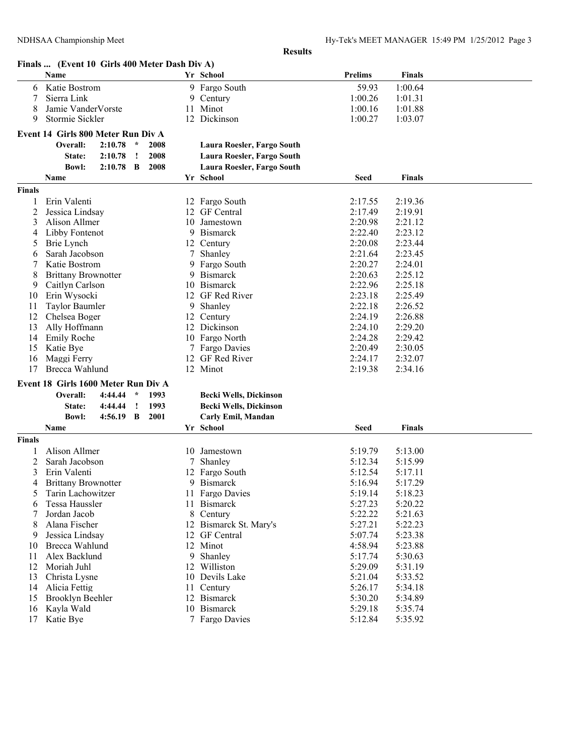**Results**

## Finals ... (Event 10 Girls 400 Meter Dash Div A)

| | Name | Yr | School | Prelims | Finals |
|---|---|---|---|---|---|
| 6 | Katie Bostrom | 9 | Fargo South | 59.93 | 1:00.64 |
| 7 | Sierra Link | 9 | Century | 1:00.26 | 1:01.31 |
| 8 | Jamie VanderVorste | 11 | Minot | 1:00.16 | 1:01.88 |
| 9 | Stormie Sickler | 12 | Dickinson | 1:00.27 | 1:03.07 |

## Event 14 Girls 800 Meter Run Div A

| | | | | |
|---|---|---|---|---|
| **Overall:** | **2:10.78** | **\*** | **2008** | **Laura Roesler, Fargo South** |
| **State:** | **2:10.78** | **!** | **2008** | **Laura Roesler, Fargo South** |
| **Bowl:** | **2:10.78** | **B** | **2008** | **Laura Roesler, Fargo South** |

**Finals**

| | Name | Yr | School | Seed | Finals |
|---|---|---|---|---|---|
| 1 | Erin Valenti | 12 | Fargo South | 2:17.55 | 2:19.36 |
| 2 | Jessica Lindsay | 12 | GF Central | 2:17.49 | 2:19.91 |
| 3 | Alison Allmer | 10 | Jamestown | 2:20.98 | 2:21.12 |
| 4 | Libby Fontenot | 9 | Bismarck | 2:22.40 | 2:23.12 |
| 5 | Brie Lynch | 12 | Century | 2:20.08 | 2:23.44 |
| 6 | Sarah Jacobson | 7 | Shanley | 2:21.64 | 2:23.45 |
| 7 | Katie Bostrom | 9 | Fargo South | 2:20.27 | 2:24.01 |
| 8 | Brittany Brownotter | 9 | Bismarck | 2:20.63 | 2:25.12 |
| 9 | Caitlyn Carlson | 10 | Bismarck | 2:22.96 | 2:25.18 |
| 10 | Erin Wysocki | 12 | GF Red River | 2:23.18 | 2:25.49 |
| 11 | Taylor Baumler | 9 | Shanley | 2:22.18 | 2:26.52 |
| 12 | Chelsea Boger | 12 | Century | 2:24.19 | 2:26.88 |
| 13 | Ally Hoffmann | 12 | Dickinson | 2:24.10 | 2:29.20 |
| 14 | Emily Roche | 10 | Fargo North | 2:24.28 | 2:29.42 |
| 15 | Katie Bye | 7 | Fargo Davies | 2:20.49 | 2:30.05 |
| 16 | Maggi Ferry | 12 | GF Red River | 2:24.17 | 2:32.07 |
| 17 | Brecca Wahlund | 12 | Minot | 2:19.38 | 2:34.16 |

## Event 18 Girls 1600 Meter Run Div A

| | | | | |
|---|---|---|---|---|
| **Overall:** | **4:44.44** | **\*** | **1993** | **Becki Wells, Dickinson** |
| **State:** | **4:44.44** | **!** | **1993** | **Becki Wells, Dickinson** |
| **Bowl:** | **4:56.19** | **B** | **2001** | **Carly Emil, Mandan** |

**Finals**

| | Name | Yr | School | Seed | Finals |
|---|---|---|---|---|---|
| 1 | Alison Allmer | 10 | Jamestown | 5:19.79 | 5:13.00 |
| 2 | Sarah Jacobson | 7 | Shanley | 5:12.34 | 5:15.99 |
| 3 | Erin Valenti | 12 | Fargo South | 5:12.54 | 5:17.11 |
| 4 | Brittany Brownotter | 9 | Bismarck | 5:16.94 | 5:17.29 |
| 5 | Tarin Lachowitzer | 11 | Fargo Davies | 5:19.14 | 5:18.23 |
| 6 | Tessa Haussler | 11 | Bismarck | 5:27.23 | 5:20.22 |
| 7 | Jordan Jacob | 8 | Century | 5:22.22 | 5:21.63 |
| 8 | Alana Fischer | 12 | Bismarck St. Mary's | 5:27.21 | 5:22.23 |
| 9 | Jessica Lindsay | 12 | GF Central | 5:07.74 | 5:23.38 |
| 10 | Brecca Wahlund | 12 | Minot | 4:58.94 | 5:23.88 |
| 11 | Alex Backlund | 9 | Shanley | 5:17.74 | 5:30.63 |
| 12 | Moriah Juhl | 12 | Williston | 5:29.09 | 5:31.19 |
| 13 | Christa Lysne | 10 | Devils Lake | 5:21.04 | 5:33.52 |
| 14 | Alicia Fettig | 11 | Century | 5:26.17 | 5:34.18 |
| 15 | Brooklyn Beehler | 12 | Bismarck | 5:30.20 | 5:34.89 |
| 16 | Kayla Wald | 10 | Bismarck | 5:29.18 | 5:35.74 |
| 17 | Katie Bye | 7 | Fargo Davies | 5:12.84 | 5:35.92 |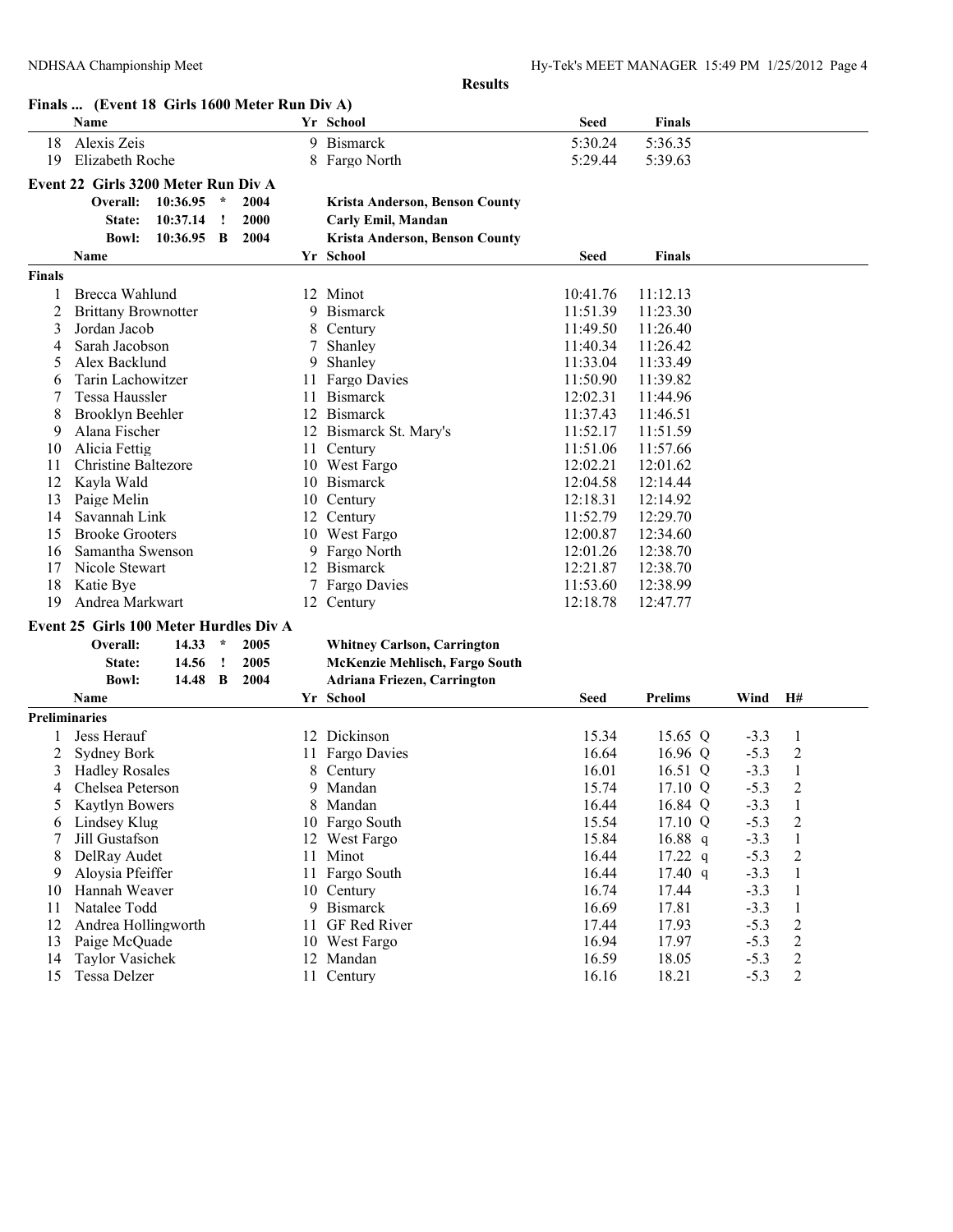**Results**

## Finals ... (Event 18 Girls 1600 Meter Run Div A)

| | Name | Yr | School | Seed | Finals |
|---|---|---|---|---|---|
| 18 | Alexis Zeis | 9 | Bismarck | 5:30.24 | 5:36.35 |
| 19 | Elizabeth Roche | 8 | Fargo North | 5:29.44 | 5:39.63 |

## Event 22 Girls 3200 Meter Run Div A

| | | | | |
|---|---|---|---|---|
| Overall: | 10:36.95 | * | 2004 | Krista Anderson, Benson County |
| State: | 10:37.14 | ! | 2000 | Carly Emil, Mandan |
| Bowl: | 10:36.95 | B | 2004 | Krista Anderson, Benson County |

**Finals**

| | Name | Yr | School | Seed | Finals |
|---|---|---|---|---|---|
| 1 | Brecca Wahlund | 12 | Minot | 10:41.76 | 11:12.13 |
| 2 | Brittany Brownotter | 9 | Bismarck | 11:51.39 | 11:23.30 |
| 3 | Jordan Jacob | 8 | Century | 11:49.50 | 11:26.40 |
| 4 | Sarah Jacobson | 7 | Shanley | 11:40.34 | 11:26.42 |
| 5 | Alex Backlund | 9 | Shanley | 11:33.04 | 11:33.49 |
| 6 | Tarin Lachowitzer | 11 | Fargo Davies | 11:50.90 | 11:39.82 |
| 7 | Tessa Haussler | 11 | Bismarck | 12:02.31 | 11:44.96 |
| 8 | Brooklyn Beehler | 12 | Bismarck | 11:37.43 | 11:46.51 |
| 9 | Alana Fischer | 12 | Bismarck St. Mary's | 11:52.17 | 11:51.59 |
| 10 | Alicia Fettig | 11 | Century | 11:51.06 | 11:57.66 |
| 11 | Christine Baltezore | 10 | West Fargo | 12:02.21 | 12:01.62 |
| 12 | Kayla Wald | 10 | Bismarck | 12:04.58 | 12:14.44 |
| 13 | Paige Melin | 10 | Century | 12:18.31 | 12:14.92 |
| 14 | Savannah Link | 12 | Century | 11:52.79 | 12:29.70 |
| 15 | Brooke Grooters | 10 | West Fargo | 12:00.87 | 12:34.60 |
| 16 | Samantha Swenson | 9 | Fargo North | 12:01.26 | 12:38.70 |
| 17 | Nicole Stewart | 12 | Bismarck | 12:21.87 | 12:38.70 |
| 18 | Katie Bye | 7 | Fargo Davies | 11:53.60 | 12:38.99 |
| 19 | Andrea Markwart | 12 | Century | 12:18.78 | 12:47.77 |

## Event 25 Girls 100 Meter Hurdles Div A

| | | | | |
|---|---|---|---|---|
| Overall: | 14.33 | * | 2005 | Whitney Carlson, Carrington |
| State: | 14.56 | ! | 2005 | McKenzie Mehlisch, Fargo South |
| Bowl: | 14.48 | B | 2004 | Adriana Friezen, Carrington |

**Preliminaries**

| | Name | Yr | School | Seed | Prelims | Wind | H# |
|---|---|---|---|---|---|---|---|
| 1 | Jess Herauf | 12 | Dickinson | 15.34 | 15.65 Q | -3.3 | 1 |
| 2 | Sydney Bork | 11 | Fargo Davies | 16.64 | 16.96 Q | -5.3 | 2 |
| 3 | Hadley Rosales | 8 | Century | 16.01 | 16.51 Q | -3.3 | 1 |
| 4 | Chelsea Peterson | 9 | Mandan | 15.74 | 17.10 Q | -5.3 | 2 |
| 5 | Kaytlyn Bowers | 8 | Mandan | 16.44 | 16.84 Q | -3.3 | 1 |
| 6 | Lindsey Klug | 10 | Fargo South | 15.54 | 17.10 Q | -5.3 | 2 |
| 7 | Jill Gustafson | 12 | West Fargo | 15.84 | 16.88 q | -3.3 | 1 |
| 8 | DelRay Audet | 11 | Minot | 16.44 | 17.22 q | -5.3 | 2 |
| 9 | Aloysia Pfeiffer | 11 | Fargo South | 16.44 | 17.40 q | -3.3 | 1 |
| 10 | Hannah Weaver | 10 | Century | 16.74 | 17.44 | -3.3 | 1 |
| 11 | Natalee Todd | 9 | Bismarck | 16.69 | 17.81 | -3.3 | 1 |
| 12 | Andrea Hollingworth | 11 | GF Red River | 17.44 | 17.93 | -5.3 | 2 |
| 13 | Paige McQuade | 10 | West Fargo | 16.94 | 17.97 | -5.3 | 2 |
| 14 | Taylor Vasichek | 12 | Mandan | 16.59 | 18.05 | -5.3 | 2 |
| 15 | Tessa Delzer | 11 | Century | 16.16 | 18.21 | -5.3 | 2 |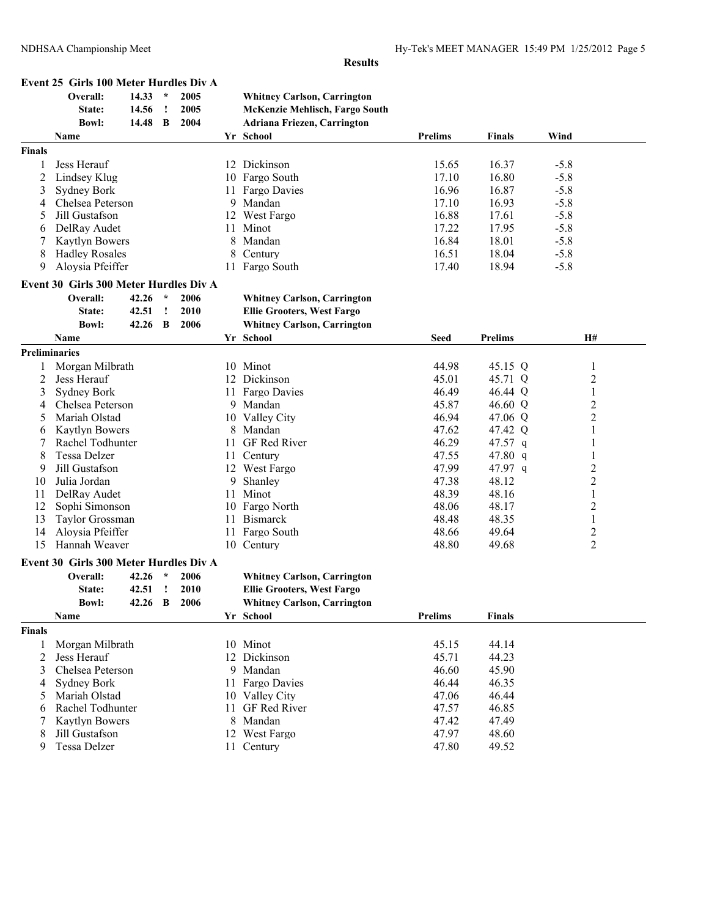## Results

### Event 25 Girls 100 Meter Hurdles Div A

| | | | | |
|---|---|---|---|---|
| Overall: | 14.33 | * | 2005 | Whitney Carlson, Carrington |
| State: | 14.56 | ! | 2005 | McKenzie Mehlisch, Fargo South |
| Bowl: | 14.48 | B | 2004 | Adriana Friezen, Carrington |

| | Name | Yr | School | Prelims | Finals | Wind |
|---|---|---|---|---|---|---|
| **Finals** | | | | | | |
| 1 | Jess Herauf | 12 | Dickinson | 15.65 | 16.37 | -5.8 |
| 2 | Lindsey Klug | 10 | Fargo South | 17.10 | 16.80 | -5.8 |
| 3 | Sydney Bork | 11 | Fargo Davies | 16.96 | 16.87 | -5.8 |
| 4 | Chelsea Peterson | 9 | Mandan | 17.10 | 16.93 | -5.8 |
| 5 | Jill Gustafson | 12 | West Fargo | 16.88 | 17.61 | -5.8 |
| 6 | DelRay Audet | 11 | Minot | 17.22 | 17.95 | -5.8 |
| 7 | Kaytlyn Bowers | 8 | Mandan | 16.84 | 18.01 | -5.8 |
| 8 | Hadley Rosales | 8 | Century | 16.51 | 18.04 | -5.8 |
| 9 | Aloysia Pfeiffer | 11 | Fargo South | 17.40 | 18.94 | -5.8 |

### Event 30 Girls 300 Meter Hurdles Div A

| | | | | |
|---|---|---|---|---|
| Overall: | 42.26 | * | 2006 | Whitney Carlson, Carrington |
| State: | 42.51 | ! | 2010 | Ellie Grooters, West Fargo |
| Bowl: | 42.26 | B | 2006 | Whitney Carlson, Carrington |

| | Name | Yr | School | Seed | Prelims | H# |
|---|---|---|---|---|---|---|
| **Preliminaries** | | | | | | |
| 1 | Morgan Milbrath | 10 | Minot | 44.98 | 45.15 Q | 1 |
| 2 | Jess Herauf | 12 | Dickinson | 45.01 | 45.71 Q | 2 |
| 3 | Sydney Bork | 11 | Fargo Davies | 46.49 | 46.44 Q | 1 |
| 4 | Chelsea Peterson | 9 | Mandan | 45.87 | 46.60 Q | 2 |
| 5 | Mariah Olstad | 10 | Valley City | 46.94 | 47.06 Q | 2 |
| 6 | Kaytlyn Bowers | 8 | Mandan | 47.62 | 47.42 Q | 1 |
| 7 | Rachel Todhunter | 11 | GF Red River | 46.29 | 47.57 q | 1 |
| 8 | Tessa Delzer | 11 | Century | 47.55 | 47.80 q | 1 |
| 9 | Jill Gustafson | 12 | West Fargo | 47.99 | 47.97 q | 2 |
| 10 | Julia Jordan | 9 | Shanley | 47.38 | 48.12 | 2 |
| 11 | DelRay Audet | 11 | Minot | 48.39 | 48.16 | 1 |
| 12 | Sophi Simonson | 10 | Fargo North | 48.06 | 48.17 | 2 |
| 13 | Taylor Grossman | 11 | Bismarck | 48.48 | 48.35 | 1 |
| 14 | Aloysia Pfeiffer | 11 | Fargo South | 48.66 | 49.64 | 2 |
| 15 | Hannah Weaver | 10 | Century | 48.80 | 49.68 | 2 |

### Event 30 Girls 300 Meter Hurdles Div A

| | | | | |
|---|---|---|---|---|
| Overall: | 42.26 | * | 2006 | Whitney Carlson, Carrington |
| State: | 42.51 | ! | 2010 | Ellie Grooters, West Fargo |
| Bowl: | 42.26 | B | 2006 | Whitney Carlson, Carrington |

| | Name | Yr | School | Prelims | Finals |
|---|---|---|---|---|---|
| **Finals** | | | | | |
| 1 | Morgan Milbrath | 10 | Minot | 45.15 | 44.14 |
| 2 | Jess Herauf | 12 | Dickinson | 45.71 | 44.23 |
| 3 | Chelsea Peterson | 9 | Mandan | 46.60 | 45.90 |
| 4 | Sydney Bork | 11 | Fargo Davies | 46.44 | 46.35 |
| 5 | Mariah Olstad | 10 | Valley City | 47.06 | 46.44 |
| 6 | Rachel Todhunter | 11 | GF Red River | 47.57 | 46.85 |
| 7 | Kaytlyn Bowers | 8 | Mandan | 47.42 | 47.49 |
| 8 | Jill Gustafson | 12 | West Fargo | 47.97 | 48.60 |
| 9 | Tessa Delzer | 11 | Century | 47.80 | 49.52 |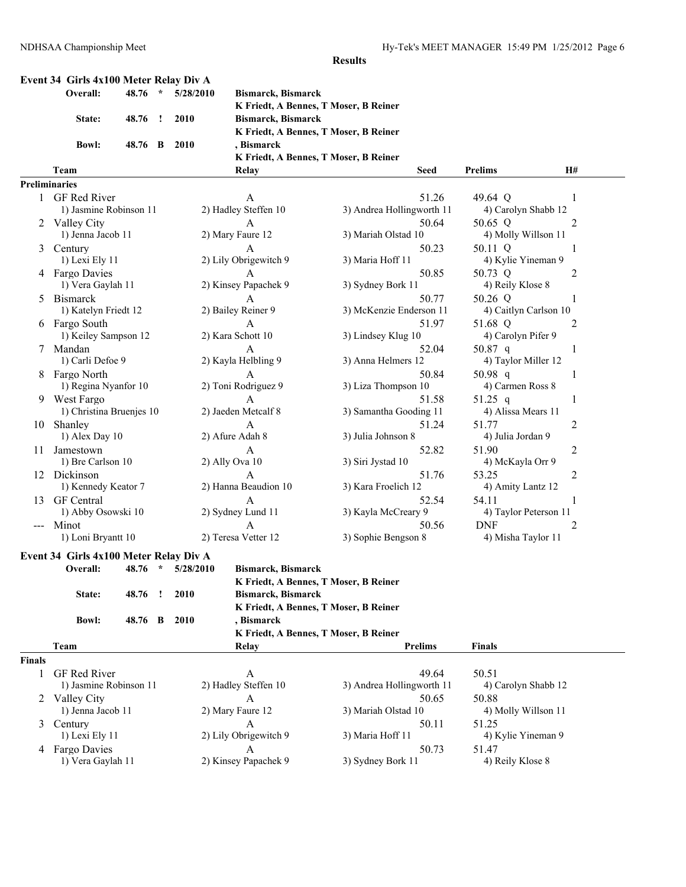**Results**

## Event 34 Girls 4x100 Meter Relay Div A

| | | | | |
|---|---|---|---|---|
| Overall: | 48.76 | * | 5/28/2010 | Bismarck, Bismarck |
| | | | | K Friedt, A Bennes, T Moser, B Reiner |
| State: | 48.76 | ! | 2010 | Bismarck, Bismarck |
| | | | | K Friedt, A Bennes, T Moser, B Reiner |
| Bowl: | 48.76 | B | 2010 | , Bismarck |
| | | | | K Friedt, A Bennes, T Moser, B Reiner |

### Preliminaries

| | Team | Relay | Seed | Prelims | H# |
|---|---|---|---|---|---|
| 1 | GF Red River | A | 51.26 | 49.64 Q | 1 |
| | 1) Jasmine Robinson 11 | 2) Hadley Steffen 10 | 3) Andrea Hollingworth 11 | 4) Carolyn Shabb 12 | |
| 2 | Valley City | A | 50.64 | 50.65 Q | 2 |
| | 1) Jenna Jacob 11 | 2) Mary Faure 12 | 3) Mariah Olstad 10 | 4) Molly Willson 11 | |
| 3 | Century | A | 50.23 | 50.11 Q | 1 |
| | 1) Lexi Ely 11 | 2) Lily Obrigewitch 9 | 3) Maria Hoff 11 | 4) Kylie Yineman 9 | |
| 4 | Fargo Davies | A | 50.85 | 50.73 Q | 2 |
| | 1) Vera Gaylah 11 | 2) Kinsey Papachek 9 | 3) Sydney Bork 11 | 4) Reily Klose 8 | |
| 5 | Bismarck | A | 50.77 | 50.26 Q | 1 |
| | 1) Katelyn Friedt 12 | 2) Bailey Reiner 9 | 3) McKenzie Enderson 11 | 4) Caitlyn Carlson 10 | |
| 6 | Fargo South | A | 51.97 | 51.68 Q | 2 |
| | 1) Keiley Sampson 12 | 2) Kara Schott 10 | 3) Lindsey Klug 10 | 4) Carolyn Pifer 9 | |
| 7 | Mandan | A | 52.04 | 50.87 q | 1 |
| | 1) Carli Defoe 9 | 2) Kayla Helbling 9 | 3) Anna Helmers 12 | 4) Taylor Miller 12 | |
| 8 | Fargo North | A | 50.84 | 50.98 q | 1 |
| | 1) Regina Nyanfor 10 | 2) Toni Rodriguez 9 | 3) Liza Thompson 10 | 4) Carmen Ross 8 | |
| 9 | West Fargo | A | 51.58 | 51.25 q | 1 |
| | 1) Christina Bruenjes 10 | 2) Jaeden Metcalf 8 | 3) Samantha Gooding 11 | 4) Alissa Mears 11 | |
| 10 | Shanley | A | 51.24 | 51.77 | 2 |
| | 1) Alex Day 10 | 2) Afure Adah 8 | 3) Julia Johnson 8 | 4) Julia Jordan 9 | |
| 11 | Jamestown | A | 52.82 | 51.90 | 2 |
| | 1) Bre Carlson 10 | 2) Ally Ova 10 | 3) Siri Jystad 10 | 4) McKayla Orr 9 | |
| 12 | Dickinson | A | 51.76 | 53.25 | 2 |
| | 1) Kennedy Keator 7 | 2) Hanna Beaudion 10 | 3) Kara Froelich 12 | 4) Amity Lantz 12 | |
| 13 | GF Central | A | 52.54 | 54.11 | 1 |
| | 1) Abby Osowski 10 | 2) Sydney Lund 11 | 3) Kayla McCreary 9 | 4) Taylor Peterson 11 | |
| --- | Minot | A | 50.56 | DNF | 2 |
| | 1) Loni Bryantt 10 | 2) Teresa Vetter 12 | 3) Sophie Bengson 8 | 4) Misha Taylor 11 | |

## Event 34 Girls 4x100 Meter Relay Div A

| | | | | |
|---|---|---|---|---|
| Overall: | 48.76 | * | 5/28/2010 | Bismarck, Bismarck |
| | | | | K Friedt, A Bennes, T Moser, B Reiner |
| State: | 48.76 | ! | 2010 | Bismarck, Bismarck |
| | | | | K Friedt, A Bennes, T Moser, B Reiner |
| Bowl: | 48.76 | B | 2010 | , Bismarck |
| | | | | K Friedt, A Bennes, T Moser, B Reiner |

### Finals

| | Team | Relay | Prelims | Finals |
|---|---|---|---|---|
| 1 | GF Red River | A | 49.64 | 50.51 |
| | 1) Jasmine Robinson 11 | 2) Hadley Steffen 10 | 3) Andrea Hollingworth 11 | 4) Carolyn Shabb 12 |
| 2 | Valley City | A | 50.65 | 50.88 |
| | 1) Jenna Jacob 11 | 2) Mary Faure 12 | 3) Mariah Olstad 10 | 4) Molly Willson 11 |
| 3 | Century | A | 50.11 | 51.25 |
| | 1) Lexi Ely 11 | 2) Lily Obrigewitch 9 | 3) Maria Hoff 11 | 4) Kylie Yineman 9 |
| 4 | Fargo Davies | A | 50.73 | 51.47 |
| | 1) Vera Gaylah 11 | 2) Kinsey Papachek 9 | 3) Sydney Bork 11 | 4) Reily Klose 8 |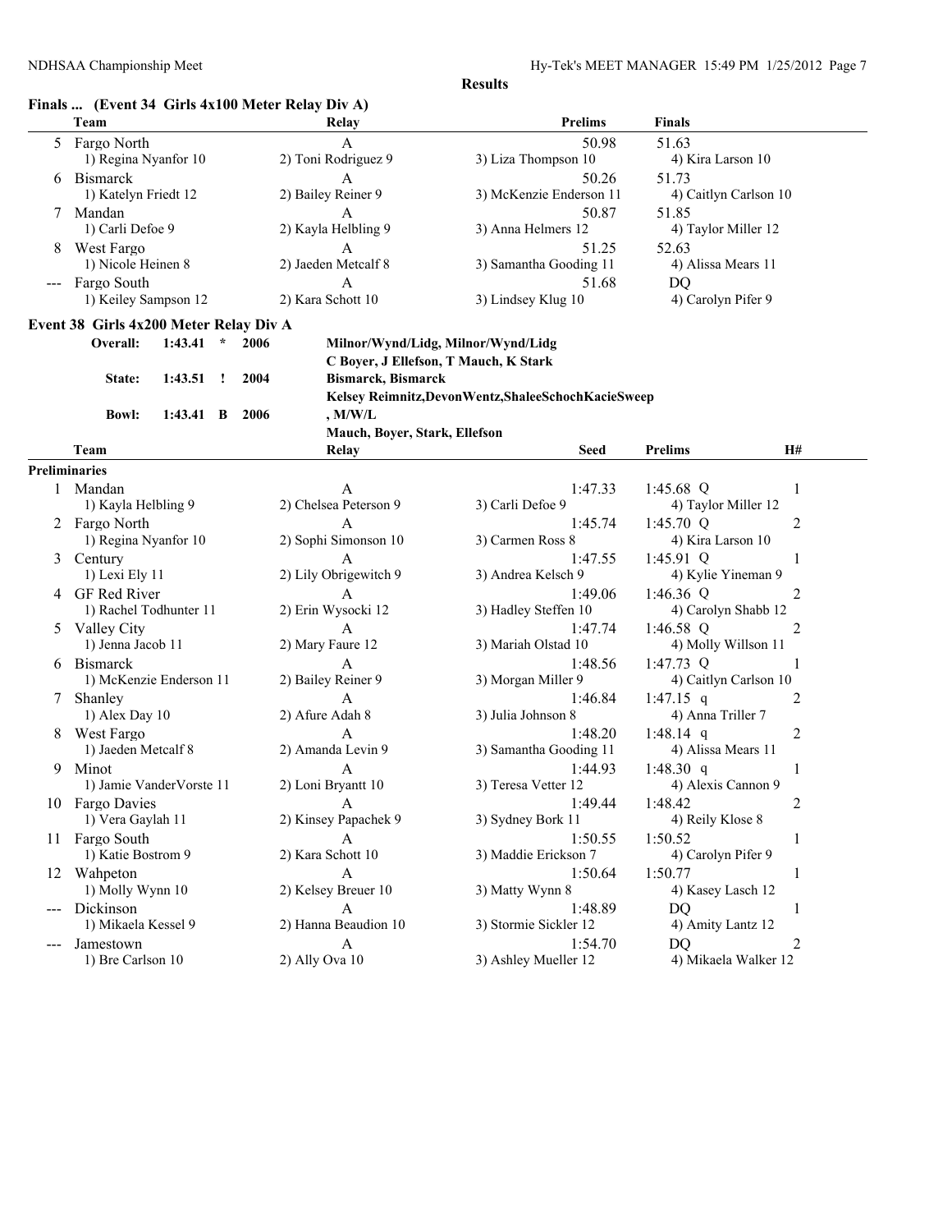**Results**

## Finals ... (Event 34 Girls 4x100 Meter Relay Div A)

| | Team | Relay | Prelims | Finals |
|---|---|---|---|---|
| 5 | Fargo North | A | 50.98 | 51.63 |
| | 1) Regina Nyanfor 10 | 2) Toni Rodriguez 9 | 3) Liza Thompson 10 | 4) Kira Larson 10 |
| 6 | Bismarck | A | 50.26 | 51.73 |
| | 1) Katelyn Friedt 12 | 2) Bailey Reiner 9 | 3) McKenzie Enderson 11 | 4) Caitlyn Carlson 10 |
| 7 | Mandan | A | 50.87 | 51.85 |
| | 1) Carli Defoe 9 | 2) Kayla Helbling 9 | 3) Anna Helmers 12 | 4) Taylor Miller 12 |
| 8 | West Fargo | A | 51.25 | 52.63 |
| | 1) Nicole Heinen 8 | 2) Jaeden Metcalf 8 | 3) Samantha Gooding 11 | 4) Alissa Mears 11 |
| --- | Fargo South | A | 51.68 | DQ |
| | 1) Keiley Sampson 12 | 2) Kara Schott 10 | 3) Lindsey Klug 10 | 4) Carolyn Pifer 9 |

## Event 38 Girls 4x200 Meter Relay Div A

| | | | | |
|---|---|---|---|---|
| Overall: | 1:43.41 | * | 2006 | Milnor/Wynd/Lidg, Milnor/Wynd/Lidg |
| | | | | C Boyer, J Ellefson, T Mauch, K Stark |
| State: | 1:43.51 | ! | 2004 | Bismarck, Bismarck |
| | | | | Kelsey Reimnitz,DevonWentz,ShaleeSchochKacieSweep |
| Bowl: | 1:43.41 | B | 2006 | , M/W/L |
| | | | | Mauch, Boyer, Stark, Ellefson |

**Preliminaries**

| | Team | Relay | Seed | Prelims | H# |
|---|---|---|---|---|---|
| 1 | Mandan | A | 1:47.33 | 1:45.68 Q | 1 |
| | 1) Kayla Helbling 9 | 2) Chelsea Peterson 9 | 3) Carli Defoe 9 | 4) Taylor Miller 12 | |
| 2 | Fargo North | A | 1:45.74 | 1:45.70 Q | 2 |
| | 1) Regina Nyanfor 10 | 2) Sophi Simonson 10 | 3) Carmen Ross 8 | 4) Kira Larson 10 | |
| 3 | Century | A | 1:47.55 | 1:45.91 Q | 1 |
| | 1) Lexi Ely 11 | 2) Lily Obrigewitch 9 | 3) Andrea Kelsch 9 | 4) Kylie Yineman 9 | |
| 4 | GF Red River | A | 1:49.06 | 1:46.36 Q | 2 |
| | 1) Rachel Todhunter 11 | 2) Erin Wysocki 12 | 3) Hadley Steffen 10 | 4) Carolyn Shabb 12 | |
| 5 | Valley City | A | 1:47.74 | 1:46.58 Q | 2 |
| | 1) Jenna Jacob 11 | 2) Mary Faure 12 | 3) Mariah Olstad 10 | 4) Molly Willson 11 | |
| 6 | Bismarck | A | 1:48.56 | 1:47.73 Q | 1 |
| | 1) McKenzie Enderson 11 | 2) Bailey Reiner 9 | 3) Morgan Miller 9 | 4) Caitlyn Carlson 10 | |
| 7 | Shanley | A | 1:46.84 | 1:47.15 q | 2 |
| | 1) Alex Day 10 | 2) Afure Adah 8 | 3) Julia Johnson 8 | 4) Anna Triller 7 | |
| 8 | West Fargo | A | 1:48.20 | 1:48.14 q | 2 |
| | 1) Jaeden Metcalf 8 | 2) Amanda Levin 9 | 3) Samantha Gooding 11 | 4) Alissa Mears 11 | |
| 9 | Minot | A | 1:44.93 | 1:48.30 q | 1 |
| | 1) Jamie VanderVorste 11 | 2) Loni Bryantt 10 | 3) Teresa Vetter 12 | 4) Alexis Cannon 9 | |
| 10 | Fargo Davies | A | 1:49.44 | 1:48.42 | 2 |
| | 1) Vera Gaylah 11 | 2) Kinsey Papachek 9 | 3) Sydney Bork 11 | 4) Reily Klose 8 | |
| 11 | Fargo South | A | 1:50.55 | 1:50.52 | 1 |
| | 1) Katie Bostrom 9 | 2) Kara Schott 10 | 3) Maddie Erickson 7 | 4) Carolyn Pifer 9 | |
| 12 | Wahpeton | A | 1:50.64 | 1:50.77 | 1 |
| | 1) Molly Wynn 10 | 2) Kelsey Breuer 10 | 3) Matty Wynn 8 | 4) Kasey Lasch 12 | |
| --- | Dickinson | A | 1:48.89 | DQ | 1 |
| | 1) Mikaela Kessel 9 | 2) Hanna Beaudion 10 | 3) Stormie Sickler 12 | 4) Amity Lantz 12 | |
| --- | Jamestown | A | 1:54.70 | DQ | 2 |
| | 1) Bre Carlson 10 | 2) Ally Ova 10 | 3) Ashley Mueller 12 | 4) Mikaela Walker 12 | |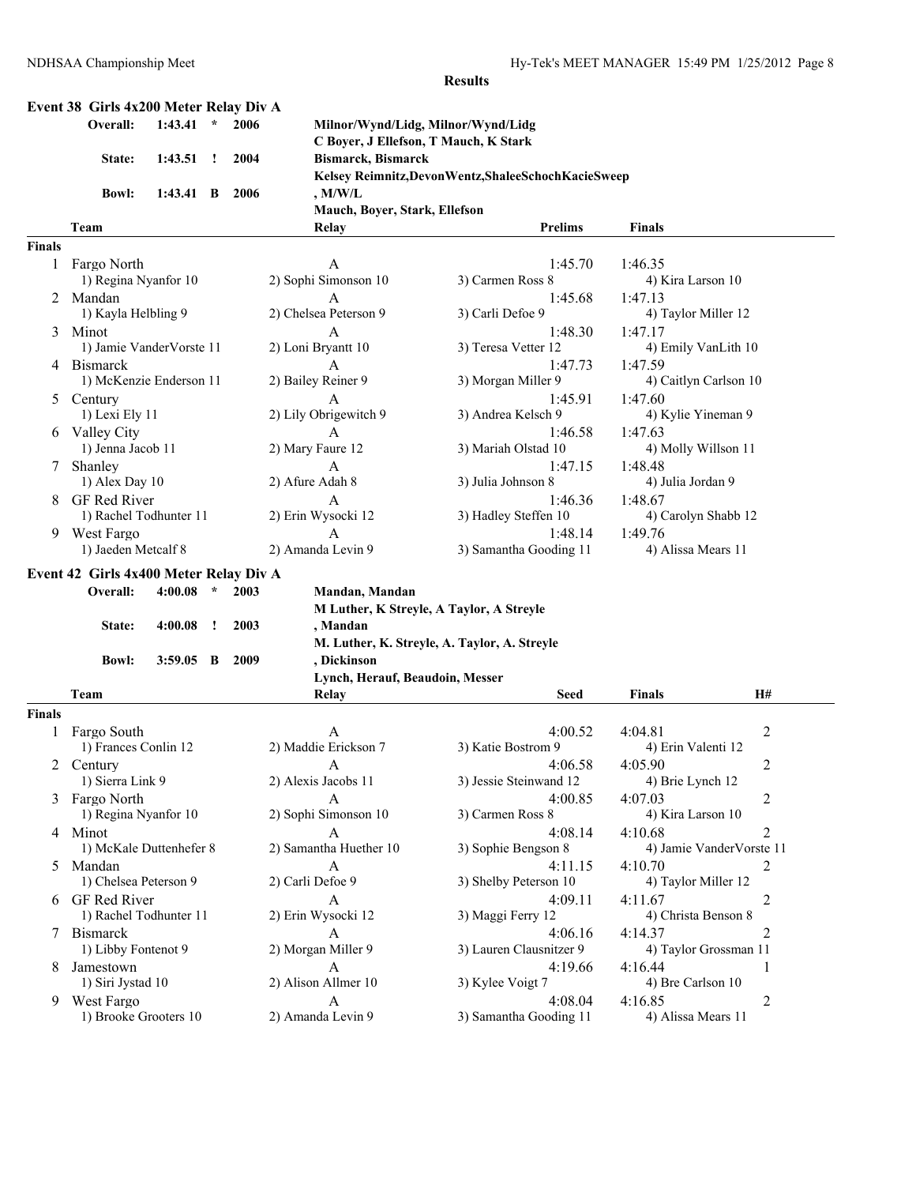## Results

### Event 38 Girls 4x200 Meter Relay Div A

| | | | | |
|---|---|---|---|---|
| Overall: | 1:43.41 | * | 2006 | Milnor/Wynd/Lidg, Milnor/Wynd/Lidg |
| | | | | C Boyer, J Ellefson, T Mauch, K Stark |
| State: | 1:43.51 | ! | 2004 | Bismarck, Bismarck |
| | | | | Kelsey Reimnitz,DevonWentz,ShaleeSchochKacieSweep |
| Bowl: | 1:43.41 | B | 2006 | , M/W/L |
| | | | | Mauch, Boyer, Stark, Ellefson |

| | Team | Relay | Prelims | Finals |
|---|---|---|---|---|
| **Finals** | | | | |
| 1 | Fargo North | A | 1:45.70 | 1:46.35 |
| | 1) Regina Nyanfor 10 | 2) Sophi Simonson 10 | 3) Carmen Ross 8 | 4) Kira Larson 10 |
| 2 | Mandan | A | 1:45.68 | 1:47.13 |
| | 1) Kayla Helbling 9 | 2) Chelsea Peterson 9 | 3) Carli Defoe 9 | 4) Taylor Miller 12 |
| 3 | Minot | A | 1:48.30 | 1:47.17 |
| | 1) Jamie VanderVorste 11 | 2) Loni Bryantt 10 | 3) Teresa Vetter 12 | 4) Emily VanLith 10 |
| 4 | Bismarck | A | 1:47.73 | 1:47.59 |
| | 1) McKenzie Enderson 11 | 2) Bailey Reiner 9 | 3) Morgan Miller 9 | 4) Caitlyn Carlson 10 |
| 5 | Century | A | 1:45.91 | 1:47.60 |
| | 1) Lexi Ely 11 | 2) Lily Obrigewitch 9 | 3) Andrea Kelsch 9 | 4) Kylie Yineman 9 |
| 6 | Valley City | A | 1:46.58 | 1:47.63 |
| | 1) Jenna Jacob 11 | 2) Mary Faure 12 | 3) Mariah Olstad 10 | 4) Molly Willson 11 |
| 7 | Shanley | A | 1:47.15 | 1:48.48 |
| | 1) Alex Day 10 | 2) Afure Adah 8 | 3) Julia Johnson 8 | 4) Julia Jordan 9 |
| 8 | GF Red River | A | 1:46.36 | 1:48.67 |
| | 1) Rachel Todhunter 11 | 2) Erin Wysocki 12 | 3) Hadley Steffen 10 | 4) Carolyn Shabb 12 |
| 9 | West Fargo | A | 1:48.14 | 1:49.76 |
| | 1) Jaeden Metcalf 8 | 2) Amanda Levin 9 | 3) Samantha Gooding 11 | 4) Alissa Mears 11 |

### Event 42 Girls 4x400 Meter Relay Div A

| | | | | |
|---|---|---|---|---|
| Overall: | 4:00.08 | * | 2003 | Mandan, Mandan |
| | | | | M Luther, K Streyle, A Taylor, A Streyle |
| State: | 4:00.08 | ! | 2003 | , Mandan |
| | | | | M. Luther, K. Streyle, A. Taylor, A. Streyle |
| Bowl: | 3:59.05 | B | 2009 | , Dickinson |
| | | | | Lynch, Herauf, Beaudoin, Messer |

| | Team | Relay | Seed | Finals | H# |
|---|---|---|---|---|---|
| **Finals** | | | | | |
| 1 | Fargo South | A | 4:00.52 | 4:04.81 | 2 |
| | 1) Frances Conlin 12 | 2) Maddie Erickson 7 | 3) Katie Bostrom 9 | 4) Erin Valenti 12 | |
| 2 | Century | A | 4:06.58 | 4:05.90 | 2 |
| | 1) Sierra Link 9 | 2) Alexis Jacobs 11 | 3) Jessie Steinwand 12 | 4) Brie Lynch 12 | |
| 3 | Fargo North | A | 4:00.85 | 4:07.03 | 2 |
| | 1) Regina Nyanfor 10 | 2) Sophi Simonson 10 | 3) Carmen Ross 8 | 4) Kira Larson 10 | |
| 4 | Minot | A | 4:08.14 | 4:10.68 | 2 |
| | 1) McKale Duttenhefer 8 | 2) Samantha Huether 10 | 3) Sophie Bengson 8 | 4) Jamie VanderVorste 11 | |
| 5 | Mandan | A | 4:11.15 | 4:10.70 | 2 |
| | 1) Chelsea Peterson 9 | 2) Carli Defoe 9 | 3) Shelby Peterson 10 | 4) Taylor Miller 12 | |
| 6 | GF Red River | A | 4:09.11 | 4:11.67 | 2 |
| | 1) Rachel Todhunter 11 | 2) Erin Wysocki 12 | 3) Maggi Ferry 12 | 4) Christa Benson 8 | |
| 7 | Bismarck | A | 4:06.16 | 4:14.37 | 2 |
| | 1) Libby Fontenot 9 | 2) Morgan Miller 9 | 3) Lauren Clausnitzer 9 | 4) Taylor Grossman 11 | |
| 8 | Jamestown | A | 4:19.66 | 4:16.44 | 1 |
| | 1) Siri Jystad 10 | 2) Alison Allmer 10 | 3) Kylee Voigt 7 | 4) Bre Carlson 10 | |
| 9 | West Fargo | A | 4:08.04 | 4:16.85 | 2 |
| | 1) Brooke Grooters 10 | 2) Amanda Levin 9 | 3) Samantha Gooding 11 | 4) Alissa Mears 11 | |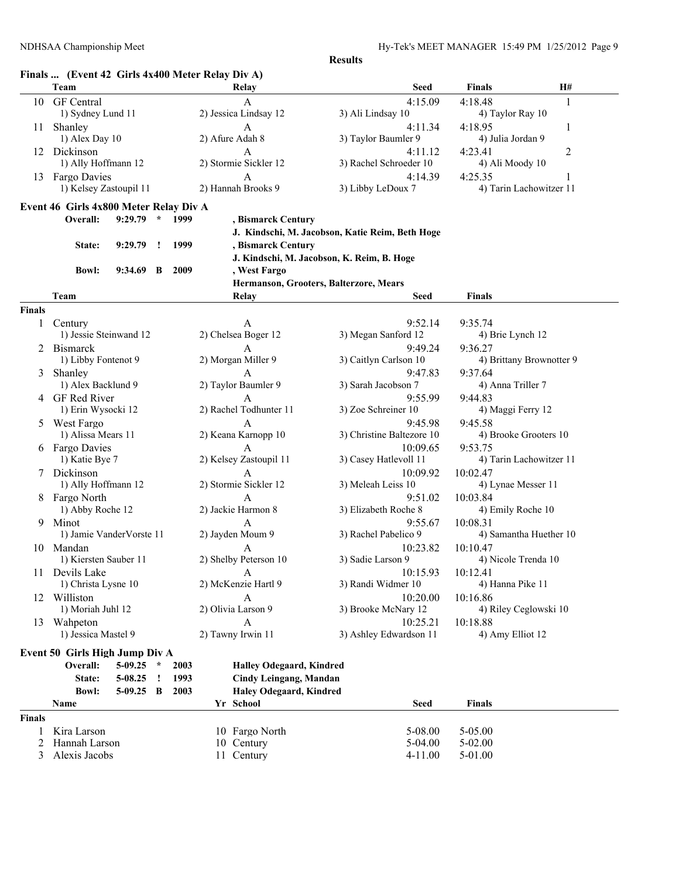**Results**

## Finals ... (Event 42 Girls 4x400 Meter Relay Div A)

| | Team | Relay | | Seed | Finals | H# |
|---|---|---|---|---|---|---|
| 10 | GF Central | A | | 4:15.09 | 4:18.48 | 1 |
| | 1) Sydney Lund 11 | 2) Jessica Lindsay 12 | 3) Ali Lindsay 10 | | 4) Taylor Ray 10 | |
| 11 | Shanley | A | | 4:11.34 | 4:18.95 | 1 |
| | 1) Alex Day 10 | 2) Afure Adah 8 | 3) Taylor Baumler 9 | | 4) Julia Jordan 9 | |
| 12 | Dickinson | A | | 4:11.12 | 4:23.41 | 2 |
| | 1) Ally Hoffmann 12 | 2) Stormie Sickler 12 | 3) Rachel Schroeder 10 | | 4) Ali Moody 10 | |
| 13 | Fargo Davies | A | | 4:14.39 | 4:25.35 | 1 |
| | 1) Kelsey Zastoupil 11 | 2) Hannah Brooks 9 | 3) Libby LeDoux 7 | | 4) Tarin Lachowitzer 11 | |

## Event 46 Girls 4x800 Meter Relay Div A

| | | | | |
|---|---|---|---|---|
| Overall: | 9:29.79 | * | 1999 | , Bismarck Century<br>J. Kindschi, M. Jacobson, Katie Reim, Beth Hoge |
| State: | 9:29.79 | ! | 1999 | , Bismarck Century<br>J. Kindschi, M. Jacobson, K. Reim, B. Hoge |
| Bowl: | 9:34.69 | B | 2009 | , West Fargo<br>Hermanson, Grooters, Balterzore, Mears |

**Finals**

| | Team | Relay | | Seed | Finals |
|---|---|---|---|---|---|
| 1 | Century | A | | 9:52.14 | 9:35.74 |
| | 1) Jessie Steinwand 12 | 2) Chelsea Boger 12 | 3) Megan Sanford 12 | | 4) Brie Lynch 12 |
| 2 | Bismarck | A | | 9:49.24 | 9:36.27 |
| | 1) Libby Fontenot 9 | 2) Morgan Miller 9 | 3) Caitlyn Carlson 10 | | 4) Brittany Brownotter 9 |
| 3 | Shanley | A | | 9:47.83 | 9:37.64 |
| | 1) Alex Backlund 9 | 2) Taylor Baumler 9 | 3) Sarah Jacobson 7 | | 4) Anna Triller 7 |
| 4 | GF Red River | A | | 9:55.99 | 9:44.83 |
| | 1) Erin Wysocki 12 | 2) Rachel Todhunter 11 | 3) Zoe Schreiner 10 | | 4) Maggi Ferry 12 |
| 5 | West Fargo | A | | 9:45.98 | 9:45.58 |
| | 1) Alissa Mears 11 | 2) Keana Karnopp 10 | 3) Christine Baltezore 10 | | 4) Brooke Grooters 10 |
| 6 | Fargo Davies | A | | 10:09.65 | 9:53.75 |
| | 1) Katie Bye 7 | 2) Kelsey Zastoupil 11 | 3) Casey Hatlevoll 11 | | 4) Tarin Lachowitzer 11 |
| 7 | Dickinson | A | | 10:09.92 | 10:02.47 |
| | 1) Ally Hoffmann 12 | 2) Stormie Sickler 12 | 3) Meleah Leiss 10 | | 4) Lynae Messer 11 |
| 8 | Fargo North | A | | 9:51.02 | 10:03.84 |
| | 1) Abby Roche 12 | 2) Jackie Harmon 8 | 3) Elizabeth Roche 8 | | 4) Emily Roche 10 |
| 9 | Minot | A | | 9:55.67 | 10:08.31 |
| | 1) Jamie VanderVorste 11 | 2) Jayden Moum 9 | 3) Rachel Pabelico 9 | | 4) Samantha Huether 10 |
| 10 | Mandan | A | | 10:23.82 | 10:10.47 |
| | 1) Kiersten Sauber 11 | 2) Shelby Peterson 10 | 3) Sadie Larson 9 | | 4) Nicole Trenda 10 |
| 11 | Devils Lake | A | | 10:15.93 | 10:12.41 |
| | 1) Christa Lysne 10 | 2) McKenzie Hartl 9 | 3) Randi Widmer 10 | | 4) Hanna Pike 11 |
| 12 | Williston | A | | 10:20.00 | 10:16.86 |
| | 1) Moriah Juhl 12 | 2) Olivia Larson 9 | 3) Brooke McNary 12 | | 4) Riley Ceglowski 10 |
| 13 | Wahpeton | A | | 10:25.21 | 10:18.88 |
| | 1) Jessica Mastel 9 | 2) Tawny Irwin 11 | 3) Ashley Edwardson 11 | | 4) Amy Elliot 12 |

## Event 50 Girls High Jump Div A

| | | | | |
|---|---|---|---|---|
| Overall: | 5-09.25 | * | 2003 | Halley Odegaard, Kindred |
| State: | 5-08.25 | ! | 1993 | Cindy Leingang, Mandan |
| Bowl: | 5-09.25 | B | 2003 | Haley Odegaard, Kindred |

**Finals**

| | Name | Yr | School | Seed | Finals |
|---|---|---|---|---|---|
| 1 | Kira Larson | 10 | Fargo North | 5-08.00 | 5-05.00 |
| 2 | Hannah Larson | 10 | Century | 5-04.00 | 5-02.00 |
| 3 | Alexis Jacobs | 11 | Century | 4-11.00 | 5-01.00 |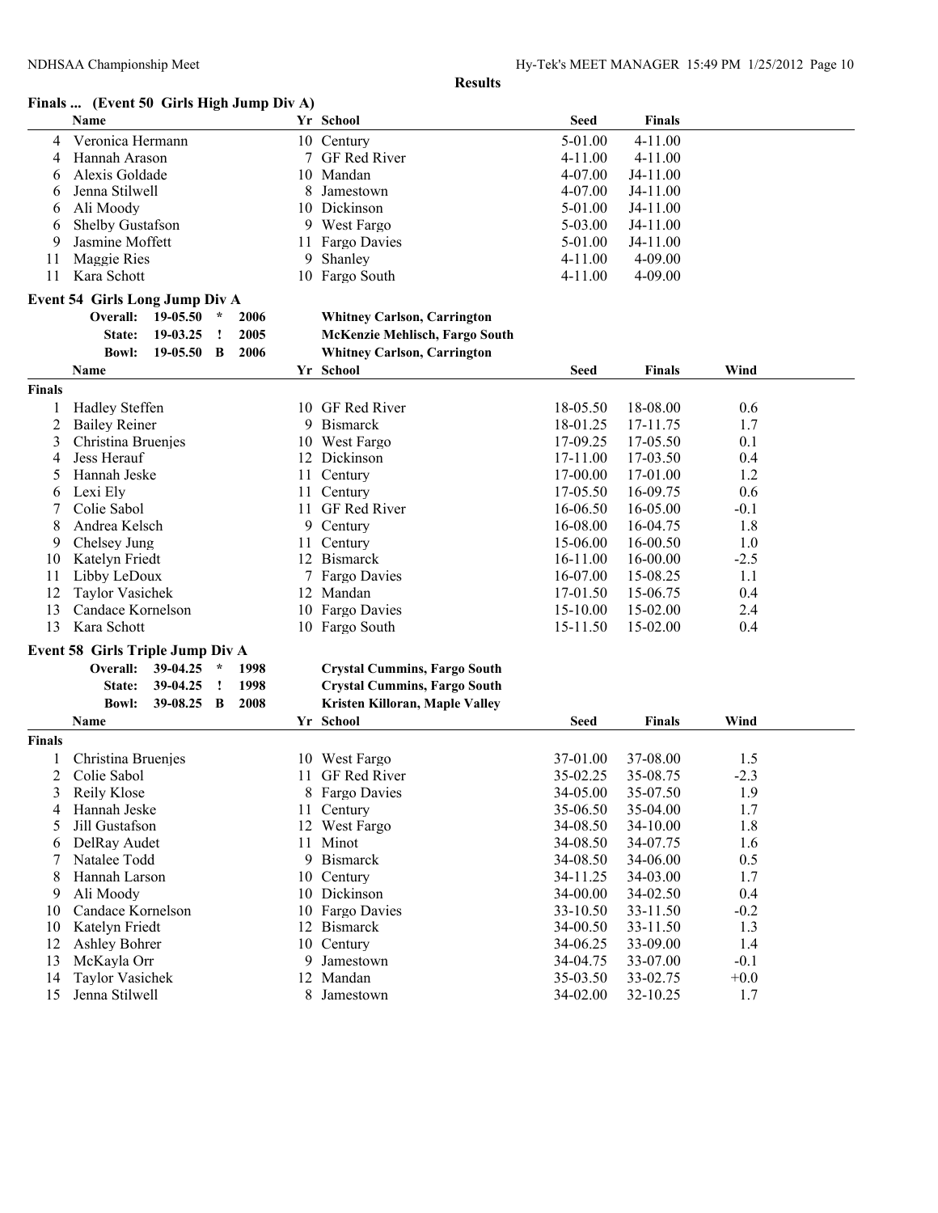**Results**

## Finals ... (Event 50 Girls High Jump Div A)

| | Name | Yr | School | Seed | Finals |
|---|---|---|---|---|---|
| 4 | Veronica Hermann | 10 | Century | 5-01.00 | 4-11.00 |
| 4 | Hannah Arason | 7 | GF Red River | 4-11.00 | 4-11.00 |
| 6 | Alexis Goldade | 10 | Mandan | 4-07.00 | J4-11.00 |
| 6 | Jenna Stilwell | 8 | Jamestown | 4-07.00 | J4-11.00 |
| 6 | Ali Moody | 10 | Dickinson | 5-01.00 | J4-11.00 |
| 6 | Shelby Gustafson | 9 | West Fargo | 5-03.00 | J4-11.00 |
| 9 | Jasmine Moffett | 11 | Fargo Davies | 5-01.00 | J4-11.00 |
| 11 | Maggie Ries | 9 | Shanley | 4-11.00 | 4-09.00 |
| 11 | Kara Schott | 10 | Fargo South | 4-11.00 | 4-09.00 |

## Event 54 Girls Long Jump Div A

| | Mark | | Year | Record Holder |
|---|---|---|---|---|
| Overall: | 19-05.50 | * | 2006 | Whitney Carlson, Carrington |
| State: | 19-03.25 | ! | 2005 | McKenzie Mehlisch, Fargo South |
| Bowl: | 19-05.50 | B | 2006 | Whitney Carlson, Carrington |

**Finals**

| | Name | Yr | School | Seed | Finals | Wind |
|---|---|---|---|---|---|---|
| 1 | Hadley Steffen | 10 | GF Red River | 18-05.50 | 18-08.00 | 0.6 |
| 2 | Bailey Reiner | 9 | Bismarck | 18-01.25 | 17-11.75 | 1.7 |
| 3 | Christina Bruenjes | 10 | West Fargo | 17-09.25 | 17-05.50 | 0.1 |
| 4 | Jess Herauf | 12 | Dickinson | 17-11.00 | 17-03.50 | 0.4 |
| 5 | Hannah Jeske | 11 | Century | 17-00.00 | 17-01.00 | 1.2 |
| 6 | Lexi Ely | 11 | Century | 17-05.50 | 16-09.75 | 0.6 |
| 7 | Colie Sabol | 11 | GF Red River | 16-06.50 | 16-05.00 | -0.1 |
| 8 | Andrea Kelsch | 9 | Century | 16-08.00 | 16-04.75 | 1.8 |
| 9 | Chelsey Jung | 11 | Century | 15-06.00 | 16-00.50 | 1.0 |
| 10 | Katelyn Friedt | 12 | Bismarck | 16-11.00 | 16-00.00 | -2.5 |
| 11 | Libby LeDoux | 7 | Fargo Davies | 16-07.00 | 15-08.25 | 1.1 |
| 12 | Taylor Vasichek | 12 | Mandan | 17-01.50 | 15-06.75 | 0.4 |
| 13 | Candace Kornelson | 10 | Fargo Davies | 15-10.00 | 15-02.00 | 2.4 |
| 13 | Kara Schott | 10 | Fargo South | 15-11.50 | 15-02.00 | 0.4 |

## Event 58 Girls Triple Jump Div A

| | Mark | | Year | Record Holder |
|---|---|---|---|---|
| Overall: | 39-04.25 | * | 1998 | Crystal Cummins, Fargo South |
| State: | 39-04.25 | ! | 1998 | Crystal Cummins, Fargo South |
| Bowl: | 39-08.25 | B | 2008 | Kristen Killoran, Maple Valley |

**Finals**

| | Name | Yr | School | Seed | Finals | Wind |
|---|---|---|---|---|---|---|
| 1 | Christina Bruenjes | 10 | West Fargo | 37-01.00 | 37-08.00 | 1.5 |
| 2 | Colie Sabol | 11 | GF Red River | 35-02.25 | 35-08.75 | -2.3 |
| 3 | Reily Klose | 8 | Fargo Davies | 34-05.00 | 35-07.50 | 1.9 |
| 4 | Hannah Jeske | 11 | Century | 35-06.50 | 35-04.00 | 1.7 |
| 5 | Jill Gustafson | 12 | West Fargo | 34-08.50 | 34-10.00 | 1.8 |
| 6 | DelRay Audet | 11 | Minot | 34-08.50 | 34-07.75 | 1.6 |
| 7 | Natalee Todd | 9 | Bismarck | 34-08.50 | 34-06.00 | 0.5 |
| 8 | Hannah Larson | 10 | Century | 34-11.25 | 34-03.00 | 1.7 |
| 9 | Ali Moody | 10 | Dickinson | 34-00.00 | 34-02.50 | 0.4 |
| 10 | Candace Kornelson | 10 | Fargo Davies | 33-10.50 | 33-11.50 | -0.2 |
| 10 | Katelyn Friedt | 12 | Bismarck | 34-00.50 | 33-11.50 | 1.3 |
| 12 | Ashley Bohrer | 10 | Century | 34-06.25 | 33-09.00 | 1.4 |
| 13 | McKayla Orr | 9 | Jamestown | 34-04.75 | 33-07.00 | -0.1 |
| 14 | Taylor Vasichek | 12 | Mandan | 35-03.50 | 33-02.75 | +0.0 |
| 15 | Jenna Stilwell | 8 | Jamestown | 34-02.00 | 32-10.25 | 1.7 |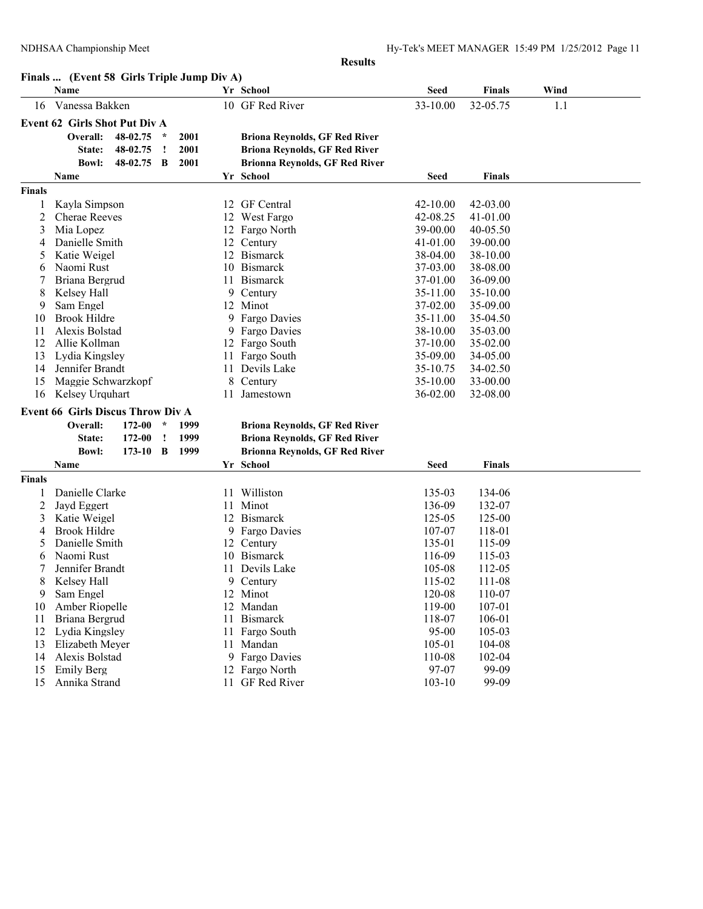**Results**

### Finals ... (Event 58 Girls Triple Jump Div A)

| | Name | Yr | School | Seed | Finals | Wind |
|---|---|---|---|---|---|---|
| 16 | Vanessa Bakken | 10 | GF Red River | 33-10.00 | 32-05.75 | 1.1 |

### Event 62 Girls Shot Put Div A

| | | | | |
|---|---|---|---|---|
| Overall: | 48-02.75 | * | 2001 | Briona Reynolds, GF Red River |
| State: | 48-02.75 | ! | 2001 | Briona Reynolds, GF Red River |
| Bowl: | 48-02.75 | B | 2001 | Brionna Reynolds, GF Red River |

**Finals**

| | Name | Yr | School | Seed | Finals |
|---|---|---|---|---|---|
| 1 | Kayla Simpson | 12 | GF Central | 42-10.00 | 42-03.00 |
| 2 | Cherae Reeves | 12 | West Fargo | 42-08.25 | 41-01.00 |
| 3 | Mia Lopez | 12 | Fargo North | 39-00.00 | 40-05.50 |
| 4 | Danielle Smith | 12 | Century | 41-01.00 | 39-00.00 |
| 5 | Katie Weigel | 12 | Bismarck | 38-04.00 | 38-10.00 |
| 6 | Naomi Rust | 10 | Bismarck | 37-03.00 | 38-08.00 |
| 7 | Briana Bergrud | 11 | Bismarck | 37-01.00 | 36-09.00 |
| 8 | Kelsey Hall | 9 | Century | 35-11.00 | 35-10.00 |
| 9 | Sam Engel | 12 | Minot | 37-02.00 | 35-09.00 |
| 10 | Brook Hildre | 9 | Fargo Davies | 35-11.00 | 35-04.50 |
| 11 | Alexis Bolstad | 9 | Fargo Davies | 38-10.00 | 35-03.00 |
| 12 | Allie Kollman | 12 | Fargo South | 37-10.00 | 35-02.00 |
| 13 | Lydia Kingsley | 11 | Fargo South | 35-09.00 | 34-05.00 |
| 14 | Jennifer Brandt | 11 | Devils Lake | 35-10.75 | 34-02.50 |
| 15 | Maggie Schwarzkopf | 8 | Century | 35-10.00 | 33-00.00 |
| 16 | Kelsey Urquhart | 11 | Jamestown | 36-02.00 | 32-08.00 |

### Event 66 Girls Discus Throw Div A

| | | | | |
|---|---|---|---|---|
| Overall: | 172-00 | * | 1999 | Briona Reynolds, GF Red River |
| State: | 172-00 | ! | 1999 | Briona Reynolds, GF Red River |
| Bowl: | 173-10 | B | 1999 | Brionna Reynolds, GF Red River |

**Finals**

| | Name | Yr | School | Seed | Finals |
|---|---|---|---|---|---|
| 1 | Danielle Clarke | 11 | Williston | 135-03 | 134-06 |
| 2 | Jayd Eggert | 11 | Minot | 136-09 | 132-07 |
| 3 | Katie Weigel | 12 | Bismarck | 125-05 | 125-00 |
| 4 | Brook Hildre | 9 | Fargo Davies | 107-07 | 118-01 |
| 5 | Danielle Smith | 12 | Century | 135-01 | 115-09 |
| 6 | Naomi Rust | 10 | Bismarck | 116-09 | 115-03 |
| 7 | Jennifer Brandt | 11 | Devils Lake | 105-08 | 112-05 |
| 8 | Kelsey Hall | 9 | Century | 115-02 | 111-08 |
| 9 | Sam Engel | 12 | Minot | 120-08 | 110-07 |
| 10 | Amber Riopelle | 12 | Mandan | 119-00 | 107-01 |
| 11 | Briana Bergrud | 11 | Bismarck | 118-07 | 106-01 |
| 12 | Lydia Kingsley | 11 | Fargo South | 95-00 | 105-03 |
| 13 | Elizabeth Meyer | 11 | Mandan | 105-01 | 104-08 |
| 14 | Alexis Bolstad | 9 | Fargo Davies | 110-08 | 102-04 |
| 15 | Emily Berg | 12 | Fargo North | 97-07 | 99-09 |
| 15 | Annika Strand | 11 | GF Red River | 103-10 | 99-09 |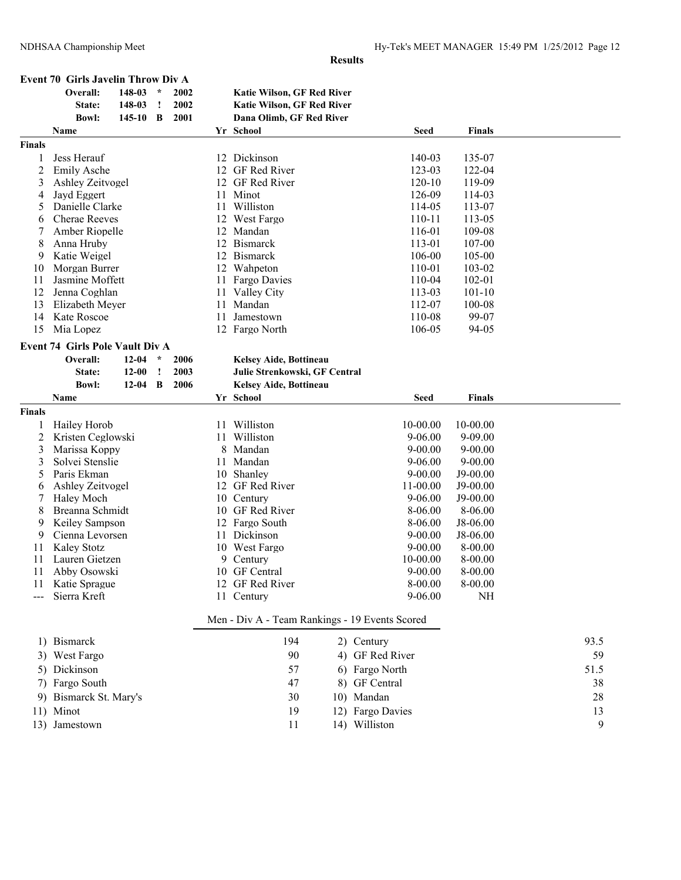**Results**

### Event 70 Girls Javelin Throw Div A

| | | | | |
|---|---|---|---|---|
| Overall: | 148-03 | * | 2002 | Katie Wilson, GF Red River |
| State: | 148-03 | ! | 2002 | Katie Wilson, GF Red River |
| Bowl: | 145-10 | B | 2001 | Dana Olimb, GF Red River |

| | Name | Yr | School | Seed | Finals |
|---|---|---|---|---|---|
| **Finals** | | | | | |
| 1 | Jess Herauf | 12 | Dickinson | 140-03 | 135-07 |
| 2 | Emily Asche | 12 | GF Red River | 123-03 | 122-04 |
| 3 | Ashley Zeitvogel | 12 | GF Red River | 120-10 | 119-09 |
| 4 | Jayd Eggert | 11 | Minot | 126-09 | 114-03 |
| 5 | Danielle Clarke | 11 | Williston | 114-05 | 113-07 |
| 6 | Cherae Reeves | 12 | West Fargo | 110-11 | 113-05 |
| 7 | Amber Riopelle | 12 | Mandan | 116-01 | 109-08 |
| 8 | Anna Hruby | 12 | Bismarck | 113-01 | 107-00 |
| 9 | Katie Weigel | 12 | Bismarck | 106-00 | 105-00 |
| 10 | Morgan Burrer | 12 | Wahpeton | 110-01 | 103-02 |
| 11 | Jasmine Moffett | 11 | Fargo Davies | 110-04 | 102-01 |
| 12 | Jenna Coghlan | 11 | Valley City | 113-03 | 101-10 |
| 13 | Elizabeth Meyer | 11 | Mandan | 112-07 | 100-08 |
| 14 | Kate Roscoe | 11 | Jamestown | 110-08 | 99-07 |
| 15 | Mia Lopez | 12 | Fargo North | 106-05 | 94-05 |

### Event 74 Girls Pole Vault Div A

| | | | | |
|---|---|---|---|---|
| Overall: | 12-04 | * | 2006 | Kelsey Aide, Bottineau |
| State: | 12-00 | ! | 2003 | Julie Strenkowski, GF Central |
| Bowl: | 12-04 | B | 2006 | Kelsey Aide, Bottineau |

| | Name | Yr | School | Seed | Finals |
|---|---|---|---|---|---|
| **Finals** | | | | | |
| 1 | Hailey Horob | 11 | Williston | 10-00.00 | 10-00.00 |
| 2 | Kristen Ceglowski | 11 | Williston | 9-06.00 | 9-09.00 |
| 3 | Marissa Koppy | 8 | Mandan | 9-00.00 | 9-00.00 |
| 3 | Solvei Stenslie | 11 | Mandan | 9-06.00 | 9-00.00 |
| 5 | Paris Ekman | 10 | Shanley | 9-00.00 | J9-00.00 |
| 6 | Ashley Zeitvogel | 12 | GF Red River | 11-00.00 | J9-00.00 |
| 7 | Haley Moch | 10 | Century | 9-06.00 | J9-00.00 |
| 8 | Breanna Schmidt | 10 | GF Red River | 8-06.00 | 8-06.00 |
| 9 | Keiley Sampson | 12 | Fargo South | 8-06.00 | J8-06.00 |
| 9 | Cienna Levorsen | 11 | Dickinson | 9-00.00 | J8-06.00 |
| 11 | Kaley Stotz | 10 | West Fargo | 9-00.00 | 8-00.00 |
| 11 | Lauren Gietzen | 9 | Century | 10-00.00 | 8-00.00 |
| 11 | Abby Osowski | 10 | GF Central | 9-00.00 | 8-00.00 |
| 11 | Katie Sprague | 12 | GF Red River | 8-00.00 | 8-00.00 |
| --- | Sierra Kreft | 11 | Century | 9-06.00 | NH |

### Men - Div A - Team Rankings - 19 Events Scored

| Rank | Team | Points | Rank | Team | Points |
|---|---|---|---|---|---|
| 1) | Bismarck | 194 | 2) | Century | 93.5 |
| 3) | West Fargo | 90 | 4) | GF Red River | 59 |
| 5) | Dickinson | 57 | 6) | Fargo North | 51.5 |
| 7) | Fargo South | 47 | 8) | GF Central | 38 |
| 9) | Bismarck St. Mary's | 30 | 10) | Mandan | 28 |
| 11) | Minot | 19 | 12) | Fargo Davies | 13 |
| 13) | Jamestown | 11 | 14) | Williston | 9 |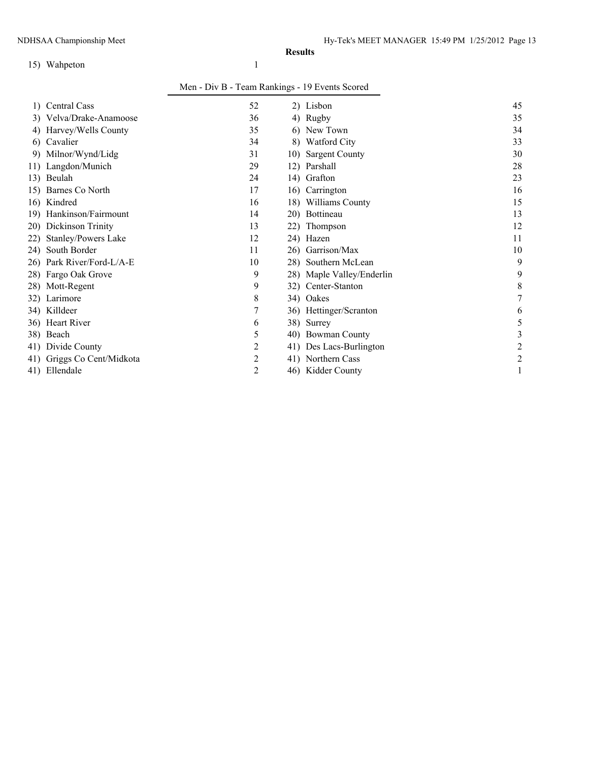**Results**

| | |
|---|---|
| 15) Wahpeton | 1 |

## Men - Div B - Team Rankings - 19 Events Scored

| | | | |
|---|---|---|---|
| 1) Central Cass | 52 | 2) Lisbon | 45 |
| 3) Velva/Drake-Anamoose | 36 | 4) Rugby | 35 |
| 4) Harvey/Wells County | 35 | 6) New Town | 34 |
| 6) Cavalier | 34 | 8) Watford City | 33 |
| 9) Milnor/Wynd/Lidg | 31 | 10) Sargent County | 30 |
| 11) Langdon/Munich | 29 | 12) Parshall | 28 |
| 13) Beulah | 24 | 14) Grafton | 23 |
| 15) Barnes Co North | 17 | 16) Carrington | 16 |
| 16) Kindred | 16 | 18) Williams County | 15 |
| 19) Hankinson/Fairmount | 14 | 20) Bottineau | 13 |
| 20) Dickinson Trinity | 13 | 22) Thompson | 12 |
| 22) Stanley/Powers Lake | 12 | 24) Hazen | 11 |
| 24) South Border | 11 | 26) Garrison/Max | 10 |
| 26) Park River/Ford-L/A-E | 10 | 28) Southern McLean | 9 |
| 28) Fargo Oak Grove | 9 | 28) Maple Valley/Enderlin | 9 |
| 28) Mott-Regent | 9 | 32) Center-Stanton | 8 |
| 32) Larimore | 8 | 34) Oakes | 7 |
| 34) Killdeer | 7 | 36) Hettinger/Scranton | 6 |
| 36) Heart River | 6 | 38) Surrey | 5 |
| 38) Beach | 5 | 40) Bowman County | 3 |
| 41) Divide County | 2 | 41) Des Lacs-Burlington | 2 |
| 41) Griggs Co Cent/Midkota | 2 | 41) Northern Cass | 2 |
| 41) Ellendale | 2 | 46) Kidder County | 1 |